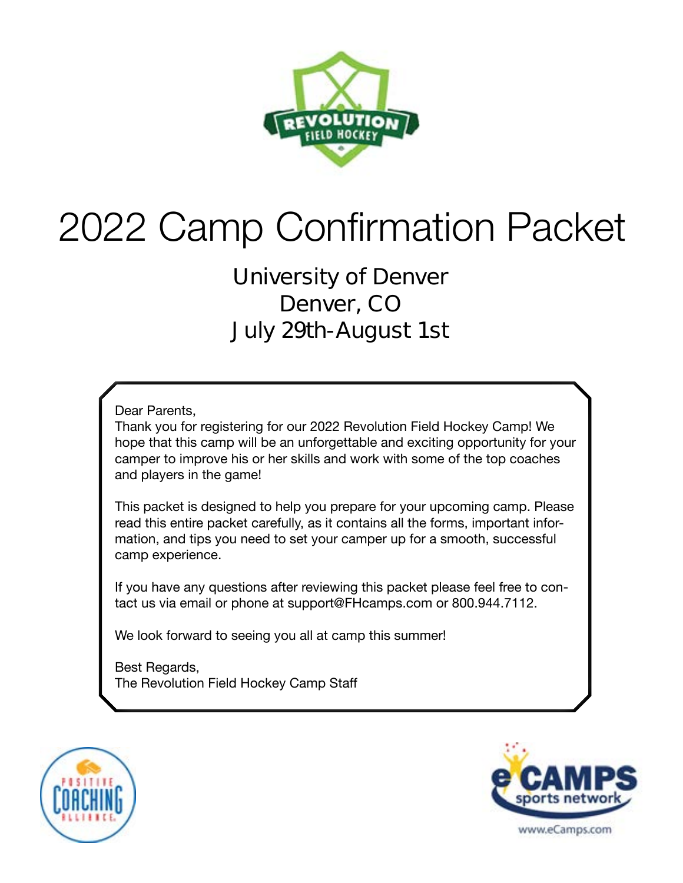# 2022 Camp Confirmation Packet

## University of Denver
## Denver, CO
## July 29th-August 1st

Dear Parents,
Thank you for registering for our 2022 Revolution Field Hockey Camp! We hope that this camp will be an unforgettable and exciting opportunity for your camper to improve his or her skills and work with some of the top coaches and players in the game!

This packet is designed to help you prepare for your upcoming camp. Please read this entire packet carefully, as it contains all the forms, important information, and tips you need to set your camper up for a smooth, successful camp experience.

If you have any questions after reviewing this packet please feel free to contact us via email or phone at support@FHcamps.com or 800.944.7112.

We look forward to seeing you all at camp this summer!

Best Regards,
The Revolution Field Hockey Camp Staff

www.eCamps.com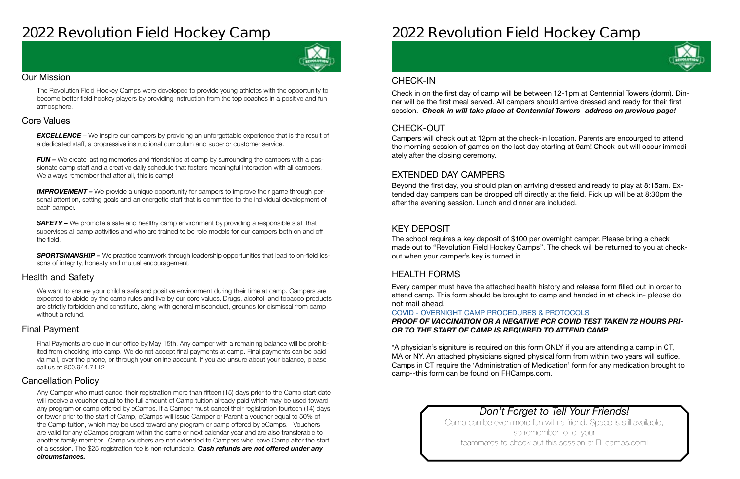# 2022 Revolution Field Hockey Camp

## Our Mission

The Revolution Field Hockey Camps were developed to provide young athletes with the opportunity to become better field hockey players by providing instruction from the top coaches in a positive and fun atmosphere.

## Core Values

***EXCELLENCE*** – We inspire our campers by providing an unforgettable experience that is the result of a dedicated staff, a progressive instructional curriculum and superior customer service.

***FUN –*** We create lasting memories and friendships at camp by surrounding the campers with a passionate camp staff and a creative daily schedule that fosters meaningful interaction with all campers. We always remember that after all, this is camp!

***IMPROVEMENT –*** We provide a unique opportunity for campers to improve their game through personal attention, setting goals and an energetic staff that is committed to the individual development of each camper.

***SAFETY –*** We promote a safe and healthy camp environment by providing a responsible staff that supervises all camp activities and who are trained to be role models for our campers both on and off the field.

***SPORTSMANSHIP –*** We practice teamwork through leadership opportunities that lead to on-field lessons of integrity, honesty and mutual encouragement.

## Health and Safety

We want to ensure your child a safe and positive environment during their time at camp. Campers are expected to abide by the camp rules and live by our core values. Drugs, alcohol and tobacco products are strictly forbidden and constitute, along with general misconduct, grounds for dismissal from camp without a refund.

## Final Payment

Final Payments are due in our office by May 15th. Any camper with a remaining balance will be prohibited from checking into camp. We do not accept final payments at camp. Final payments can be paid via mail, over the phone, or through your online account. If you are unsure about your balance, please call us at 800.944.7112

## Cancellation Policy

Any Camper who must cancel their registration more than fifteen (15) days prior to the Camp start date will receive a voucher equal to the full amount of Camp tuition already paid which may be used toward any program or camp offered by eCamps. If a Camper must cancel their registration fourteen (14) days or fewer prior to the start of Camp, eCamps will issue Camper or Parent a voucher equal to 50% of the Camp tuition, which may be used toward any program or camp offered by eCamps. Vouchers are valid for any eCamps program within the same or next calendar year and are also transferable to another family member. Camp vouchers are not extended to Campers who leave Camp after the start of a session. The $25 registration fee is non-refundable. ***Cash refunds are not offered under any circumstances.***

# 2022 Revolution Field Hockey Camp

## CHECK-IN

Check in on the first day of camp will be between 12-1pm at Centennial Towers (dorm). Dinner will be the first meal served. All campers should arrive dressed and ready for their first session. ***Check-in will take place at Centennial Towers- address on previous page!***

## CHECK-OUT

Campers will check out at 12pm at the check-in location. Parents are encourged to attend the morning session of games on the last day starting at 9am! Check-out will occur immediately after the closing ceremony.

## EXTENDED DAY CAMPERS

Beyond the first day, you should plan on arriving dressed and ready to play at 8:15am. Extended day campers can be dropped off directly at the field. Pick up will be at 8:30pm the after the evening session. Lunch and dinner are included.

## KEY DEPOSIT

The school requires a key deposit of $100 per overnight camper. Please bring a check made out to "Revolution Field Hockey Camps". The check will be returned to you at check-out when your camper's key is turned in.

## HEALTH FORMS

Every camper must have the attached health history and release form filled out in order to attend camp. This form should be brought to camp and handed in at check in- please do not mail ahead.

COVID - OVERNIGHT CAMP PROCEDURES & PROTOCOLS

***PROOF OF VACCINATION OR A NEGATIVE PCR COVID TEST TAKEN 72 HOURS PRIOR TO THE START OF CAMP IS REQUIRED TO ATTEND CAMP***

*A physician's signiture is required on this form ONLY if you are attending a camp in CT, MA or NY. An attached physicians signed physical form from within two years will suffice. Camps in CT require the 'Administration of Medication' form for any medication brought to camp--this form can be found on FHCamps.com.

*Don't Forget to Tell Your Friends!*

Camp can be even more fun with a friend. Space is still available, so remember to tell your teammates to check out this session at FHcamps.com!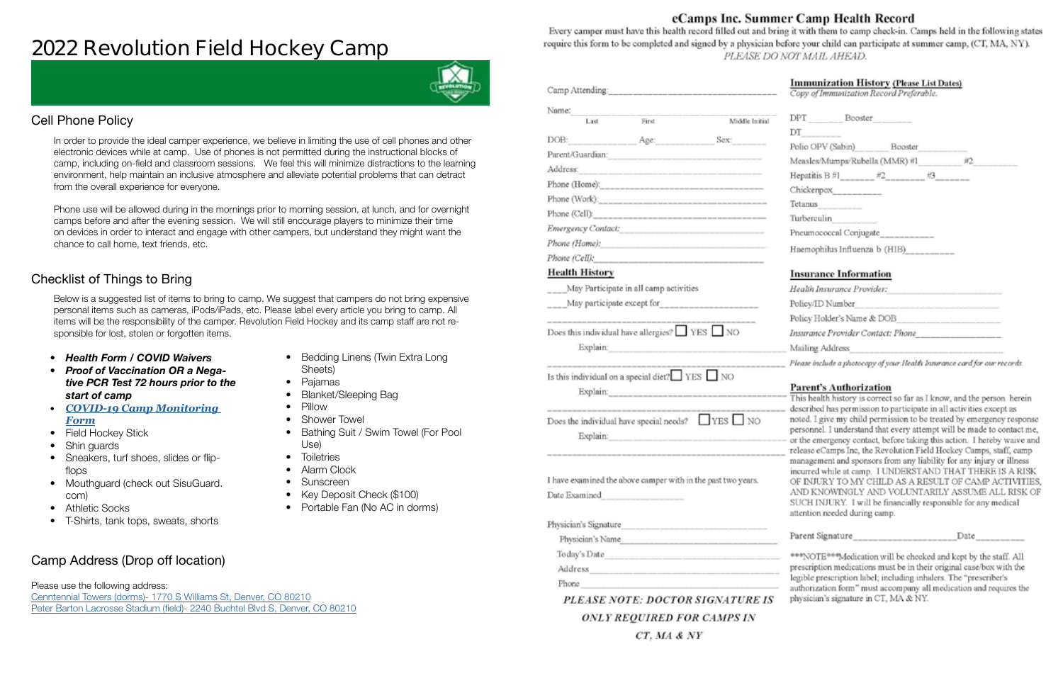# 2022 Revolution Field Hockey Camp

## Cell Phone Policy

In order to provide the ideal camper experience, we believe in limiting the use of cell phones and other electronic devices while at camp. Use of phones is not permitted during the instructional blocks of camp, including on-field and classroom sessions. We feel this will minimize distractions to the learning environment, help maintain an inclusive atmosphere and alleviate potential problems that can detract from the overall experience for everyone.

Phone use will be allowed during in the mornings prior to morning session, at lunch, and for overnight camps before and after the evening session. We will still encourage players to minimize their time on devices in order to interact and engage with other campers, but understand they might want the chance to call home, text friends, etc.

## Checklist of Things to Bring

Below is a suggested list of items to bring to camp. We suggest that campers do not bring expensive personal items such as cameras, iPods/iPads, etc. Please label every article you bring to camp. All items will be the responsibility of the camper. Revolution Field Hockey and its camp staff are not responsible for lost, stolen or forgotten items.

- ***Health Form / COVID Waivers***
- ***Proof of Vaccination OR a Negative PCR Test 72 hours prior to the start of camp***
- ***COVID-19 Camp Monitoring Form***
- Field Hockey Stick
- Shin guards
- Sneakers, turf shoes, slides or flip-flops
- Mouthguard (check out SisuGuard.com)
- Athletic Socks
- T-Shirts, tank tops, sweats, shorts
- Bedding Linens (Twin Extra Long Sheets)
- Pajamas
- Blanket/Sleeping Bag
- Pillow
- Shower Towel
- Bathing Suit / Swim Towel (For Pool Use)
- Toiletries
- Alarm Clock
- Sunscreen
- Key Deposit Check ($100)
- Portable Fan (No AC in dorms)

## Camp Address (Drop off location)

Please use the following address:
Cenntennial Towers (dorms)- 1770 S Williams St, Denver, CO 80210
Peter Barton Lacrosse Stadium (field)- 2240 Buchtel Blvd S, Denver, CO 80210

# eCamps Inc. Summer Camp Health Record

Every camper must have this health record filled out and bring it with them to camp check-in. Camps held in the following states require this form to be completed and signed by a physician before your child can participate at summer camp, (CT, MA, NY).
*PLEASE DO NOT MAIL AHEAD.*

Camp Attending: ______________________

Name: ______________________
Last First Middle Initial

DOB: ________ Age: ________ Sex: ________

Parent/Guardian: ______________________

Address: ______________________

Phone (Home): ______________________

Phone (Work): ______________________

Phone (Cell): ______________________

*Emergency Contact:* ______________________

*Phone (Home):* ______________________

*Phone (Cell):* ______________________

### Health History

___May Participate in all camp activities

___May participate except for______________________

Does this individual have allergies? ☐ YES ☐ NO

Explain: ______________________

Is this individual on a special diet? ☐ YES ☐ NO

Explain: ______________________

Does the individual have special needs? ☐ YES ☐ NO

Explain: ______________________

I have examined the above camper with in the past two years.

Date Examined ______________________

Physician's Signature ______________________

Physician's Name ______________________

Today's Date ______________________

Address ______________________

Phone ______________________

***PLEASE NOTE: DOCTOR SIGNATURE IS ONLY REQUIRED FOR CAMPS IN CT, MA & NY***

### Immunization History (Please List Dates)

*Copy of Immunization Record Preferable.*

DPT ______ Booster ______

DT ______

Polio OPV (Sabin) ______ Booster ______

Measles/Mumps/Rubella (MMR) #1 ______ #2 ______

Hepatitis B #1 ______ #2 ______ #3 ______

Chickenpox ______

Tetanus ______

Turberculin ______

Pneumococcal Conjugate ______

Haemophilus Influenza b (HIB) ______

### Insurance Information

*Health Insurance Provider:* ______________________

Policy/ID Number ______________________

Policy Holder's Name & DOB ______________________

*Insurance Provider Contact: Phone* ______________________

Mailing Address ______________________

*Please include a photocopy of your Health Insurance card for our records.*

### Parent's Authorization

This health history is correct so far as I know, and the person herein described has permission to participate in all activities except as noted. I give my child permission to be treated by emergency response personnel. I understand that every attempt will be made to contact me, or the emergency contact, before taking this action. I hereby waive and release eCamps Inc, the Revolution Field Hockey Camps, staff, camp management and sponsors from any liability for any injury or illness incurred while at camp. I UNDERSTAND THAT THERE IS A RISK OF INJURY TO MY CHILD AS A RESULT OF CAMP ACTIVITIES, AND KNOWINGLY AND VOLUNTARILY ASSUME ALL RISK OF SUCH INJURY. I will be financially responsible for any medical attention needed during camp.

Parent Signature ______________________ Date ________

***NOTE***Medication will be checked and kept by the staff. All prescription medications must be in their original case/box with the legible prescription label; including inhalers. The "prescriber's authorization form" must accompany all medication and requires the physician's signature in CT, MA & NY.